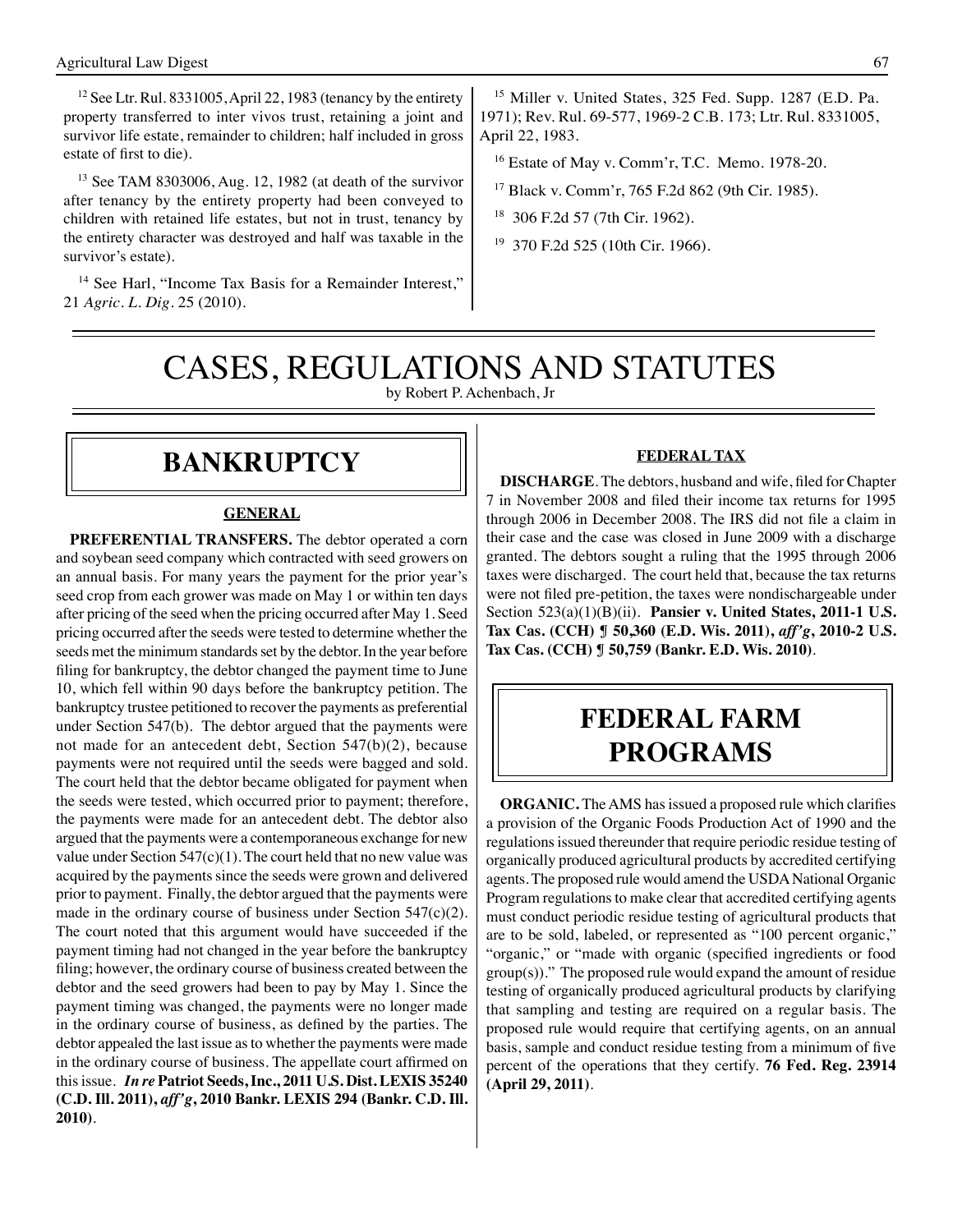[12] See Ltr. Rul. 8331005, April 22, 1983 (tenancy by the entirety property transferred to inter vivos trust, retaining a joint and survivor life estate, remainder to children; half included in gross estate of first to die).

[13] See TAM 8303006, Aug. 12, 1982 (at death of the survivor after tenancy by the entirety property had been conveyed to children with retained life estates, but not in trust, tenancy by the entirety character was destroyed and half was taxable in the survivor's estate).

[14] See Harl, "Income Tax Basis for a Remainder Interest," 21 *Agric. L. Dig.* 25 (2010).

[15] Miller v. United States, 325 Fed. Supp. 1287 (E.D. Pa. 1971); Rev. Rul. 69-577, 1969-2 C.B. 173; Ltr. Rul. 8331005, April 22, 1983.

[16] Estate of May v. Comm'r, T.C. Memo. 1978-20.

[17] Black v. Comm'r, 765 F.2d 862 (9th Cir. 1985).

[18] 306 F.2d 57 (7th Cir. 1962).

[19] 370 F.2d 525 (10th Cir. 1966).

# CASES, REGULATIONS AND STATUTES

by Robert P. Achenbach, Jr

## BANKRUPTCY

### GENERAL

**PREFERENTIAL TRANSFERS.** The debtor operated a corn and soybean seed company which contracted with seed growers on an annual basis. For many years the payment for the prior year's seed crop from each grower was made on May 1 or within ten days after pricing of the seed when the pricing occurred after May 1. Seed pricing occurred after the seeds were tested to determine whether the seeds met the minimum standards set by the debtor. In the year before filing for bankruptcy, the debtor changed the payment time to June 10, which fell within 90 days before the bankruptcy petition. The bankruptcy trustee petitioned to recover the payments as preferential under Section 547(b). The debtor argued that the payments were not made for an antecedent debt, Section 547(b)(2), because payments were not required until the seeds were bagged and sold. The court held that the debtor became obligated for payment when the seeds were tested, which occurred prior to payment; therefore, the payments were made for an antecedent debt. The debtor also argued that the payments were a contemporaneous exchange for new value under Section 547(c)(1). The court held that no new value was acquired by the payments since the seeds were grown and delivered prior to payment. Finally, the debtor argued that the payments were made in the ordinary course of business under Section 547(c)(2). The court noted that this argument would have succeeded if the payment timing had not changed in the year before the bankruptcy filing; however, the ordinary course of business created between the debtor and the seed growers had been to pay by May 1. Since the payment timing was changed, the payments were no longer made in the ordinary course of business, as defined by the parties. The debtor appealed the last issue as to whether the payments were made in the ordinary course of business. The appellate court affirmed on this issue. ***In re* Patriot Seeds, Inc., 2011 U.S. Dist. LEXIS 35240 (C.D. Ill. 2011), *aff'g*, 2010 Bankr. LEXIS 294 (Bankr. C.D. Ill. 2010)**.

### FEDERAL TAX

**DISCHARGE.** The debtors, husband and wife, filed for Chapter 7 in November 2008 and filed their income tax returns for 1995 through 2006 in December 2008. The IRS did not file a claim in their case and the case was closed in June 2009 with a discharge granted. The debtors sought a ruling that the 1995 through 2006 taxes were discharged. The court held that, because the tax returns were not filed pre-petition, the taxes were nondischargeable under Section 523(a)(1)(B)(ii). **Pansier v. United States, 2011-1 U.S. Tax Cas. (CCH) ¶ 50,360 (E.D. Wis. 2011), *aff'g*, 2010-2 U.S. Tax Cas. (CCH) ¶ 50,759 (Bankr. E.D. Wis. 2010)**.

## FEDERAL FARM PROGRAMS

**ORGANIC.** The AMS has issued a proposed rule which clarifies a provision of the Organic Foods Production Act of 1990 and the regulations issued thereunder that require periodic residue testing of organically produced agricultural products by accredited certifying agents. The proposed rule would amend the USDA National Organic Program regulations to make clear that accredited certifying agents must conduct periodic residue testing of agricultural products that are to be sold, labeled, or represented as "100 percent organic," "organic," or "made with organic (specified ingredients or food group(s))." The proposed rule would expand the amount of residue testing of organically produced agricultural products by clarifying that sampling and testing are required on a regular basis. The proposed rule would require that certifying agents, on an annual basis, sample and conduct residue testing from a minimum of five percent of the operations that they certify. **76 Fed. Reg. 23914 (April 29, 2011)**.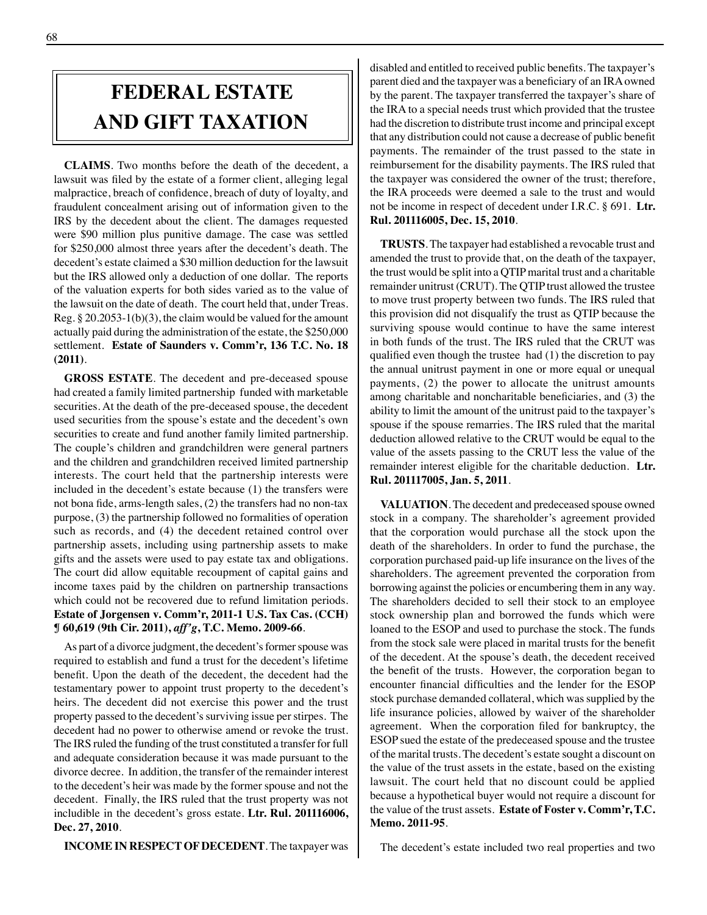# FEDERAL ESTATE AND GIFT TAXATION

**CLAIMS**. Two months before the death of the decedent, a lawsuit was filed by the estate of a former client, alleging legal malpractice, breach of confidence, breach of duty of loyalty, and fraudulent concealment arising out of information given to the IRS by the decedent about the client. The damages requested were $90 million plus punitive damage. The case was settled for $250,000 almost three years after the decedent's death. The decedent's estate claimed a $30 million deduction for the lawsuit but the IRS allowed only a deduction of one dollar. The reports of the valuation experts for both sides varied as to the value of the lawsuit on the date of death. The court held that, under Treas. Reg. § 20.2053-1(b)(3), the claim would be valued for the amount actually paid during the administration of the estate, the $250,000 settlement. **Estate of Saunders v. Comm'r, 136 T.C. No. 18 (2011)**.

**GROSS ESTATE**. The decedent and pre-deceased spouse had created a family limited partnership funded with marketable securities. At the death of the pre-deceased spouse, the decedent used securities from the spouse's estate and the decedent's own securities to create and fund another family limited partnership. The couple's children and grandchildren were general partners and the children and grandchildren received limited partnership interests. The court held that the partnership interests were included in the decedent's estate because (1) the transfers were not bona fide, arms-length sales, (2) the transfers had no non-tax purpose, (3) the partnership followed no formalities of operation such as records, and (4) the decedent retained control over partnership assets, including using partnership assets to make gifts and the assets were used to pay estate tax and obligations. The court did allow equitable recoupment of capital gains and income taxes paid by the children on partnership transactions which could not be recovered due to refund limitation periods. **Estate of Jorgensen v. Comm'r, 2011-1 U.S. Tax Cas. (CCH) ¶ 60,619 (9th Cir. 2011), *aff'g*, T.C. Memo. 2009-66**.

As part of a divorce judgment, the decedent's former spouse was required to establish and fund a trust for the decedent's lifetime benefit. Upon the death of the decedent, the decedent had the testamentary power to appoint trust property to the decedent's heirs. The decedent did not exercise this power and the trust property passed to the decedent's surviving issue per stirpes. The decedent had no power to otherwise amend or revoke the trust. The IRS ruled the funding of the trust constituted a transfer for full and adequate consideration because it was made pursuant to the divorce decree. In addition, the transfer of the remainder interest to the decedent's heir was made by the former spouse and not the decedent. Finally, the IRS ruled that the trust property was not includible in the decedent's gross estate. **Ltr. Rul. 201116006, Dec. 27, 2010**.

**INCOME IN RESPECT OF DECEDENT**. The taxpayer was disabled and entitled to received public benefits. The taxpayer's parent died and the taxpayer was a beneficiary of an IRA owned by the parent. The taxpayer transferred the taxpayer's share of the IRA to a special needs trust which provided that the trustee had the discretion to distribute trust income and principal except that any distribution could not cause a decrease of public benefit payments. The remainder of the trust passed to the state in reimbursement for the disability payments. The IRS ruled that the taxpayer was considered the owner of the trust; therefore, the IRA proceeds were deemed a sale to the trust and would not be income in respect of decedent under I.R.C. § 691. **Ltr. Rul. 201116005, Dec. 15, 2010**.

**TRUSTS**. The taxpayer had established a revocable trust and amended the trust to provide that, on the death of the taxpayer, the trust would be split into a QTIP marital trust and a charitable remainder unitrust (CRUT). The QTIP trust allowed the trustee to move trust property between two funds. The IRS ruled that this provision did not disqualify the trust as QTIP because the surviving spouse would continue to have the same interest in both funds of the trust. The IRS ruled that the CRUT was qualified even though the trustee had (1) the discretion to pay the annual unitrust payment in one or more equal or unequal payments, (2) the power to allocate the unitrust amounts among charitable and noncharitable beneficiaries, and (3) the ability to limit the amount of the unitrust paid to the taxpayer's spouse if the spouse remarries. The IRS ruled that the marital deduction allowed relative to the CRUT would be equal to the value of the assets passing to the CRUT less the value of the remainder interest eligible for the charitable deduction. **Ltr. Rul. 201117005, Jan. 5, 2011**.

**VALUATION**. The decedent and predeceased spouse owned stock in a company. The shareholder's agreement provided that the corporation would purchase all the stock upon the death of the shareholders. In order to fund the purchase, the corporation purchased paid-up life insurance on the lives of the shareholders. The agreement prevented the corporation from borrowing against the policies or encumbering them in any way. The shareholders decided to sell their stock to an employee stock ownership plan and borrowed the funds which were loaned to the ESOP and used to purchase the stock. The funds from the stock sale were placed in marital trusts for the benefit of the decedent. At the spouse's death, the decedent received the benefit of the trusts. However, the corporation began to encounter financial difficulties and the lender for the ESOP stock purchase demanded collateral, which was supplied by the life insurance policies, allowed by waiver of the shareholder agreement. When the corporation filed for bankruptcy, the ESOP sued the estate of the predeceased spouse and the trustee of the marital trusts. The decedent's estate sought a discount on the value of the trust assets in the estate, based on the existing lawsuit. The court held that no discount could be applied because a hypothetical buyer would not require a discount for the value of the trust assets. **Estate of Foster v. Comm'r, T.C. Memo. 2011-95**.

The decedent's estate included two real properties and two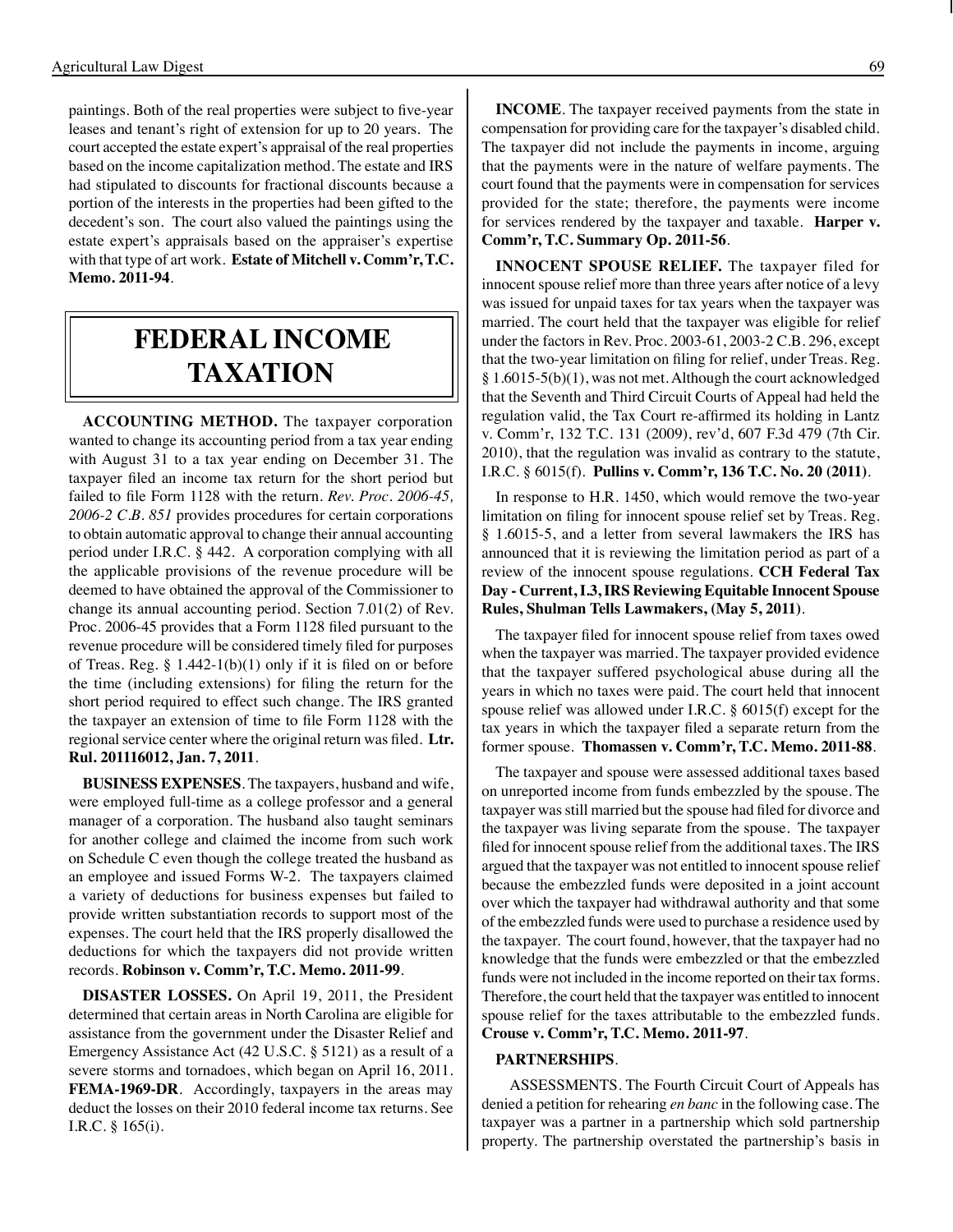paintings. Both of the real properties were subject to five-year leases and tenant's right of extension for up to 20 years. The court accepted the estate expert's appraisal of the real properties based on the income capitalization method. The estate and IRS had stipulated to discounts for fractional discounts because a portion of the interests in the properties had been gifted to the decedent's son. The court also valued the paintings using the estate expert's appraisals based on the appraiser's expertise with that type of art work. **Estate of Mitchell v. Comm'r, T.C. Memo. 2011-94**.

# FEDERAL INCOME TAXATION

**ACCOUNTING METHOD.** The taxpayer corporation wanted to change its accounting period from a tax year ending with August 31 to a tax year ending on December 31. The taxpayer filed an income tax return for the short period but failed to file Form 1128 with the return. *Rev. Proc. 2006-45, 2006-2 C.B. 851* provides procedures for certain corporations to obtain automatic approval to change their annual accounting period under I.R.C. § 442. A corporation complying with all the applicable provisions of the revenue procedure will be deemed to have obtained the approval of the Commissioner to change its annual accounting period. Section 7.01(2) of Rev. Proc. 2006-45 provides that a Form 1128 filed pursuant to the revenue procedure will be considered timely filed for purposes of Treas. Reg. § 1.442-1(b)(1) only if it is filed on or before the time (including extensions) for filing the return for the short period required to effect such change. The IRS granted the taxpayer an extension of time to file Form 1128 with the regional service center where the original return was filed. **Ltr. Rul. 201116012, Jan. 7, 2011**.

**BUSINESS EXPENSES**. The taxpayers, husband and wife, were employed full-time as a college professor and a general manager of a corporation. The husband also taught seminars for another college and claimed the income from such work on Schedule C even though the college treated the husband as an employee and issued Forms W-2. The taxpayers claimed a variety of deductions for business expenses but failed to provide written substantiation records to support most of the expenses. The court held that the IRS properly disallowed the deductions for which the taxpayers did not provide written records. **Robinson v. Comm'r, T.C. Memo. 2011-99**.

**DISASTER LOSSES.** On April 19, 2011, the President determined that certain areas in North Carolina are eligible for assistance from the government under the Disaster Relief and Emergency Assistance Act (42 U.S.C. § 5121) as a result of a severe storms and tornadoes, which began on April 16, 2011. **FEMA-1969-DR**. Accordingly, taxpayers in the areas may deduct the losses on their 2010 federal income tax returns. See I.R.C. § 165(i).

**INCOME**. The taxpayer received payments from the state in compensation for providing care for the taxpayer's disabled child. The taxpayer did not include the payments in income, arguing that the payments were in the nature of welfare payments. The court found that the payments were in compensation for services provided for the state; therefore, the payments were income for services rendered by the taxpayer and taxable. **Harper v. Comm'r, T.C. Summary Op. 2011-56**.

**INNOCENT SPOUSE RELIEF.** The taxpayer filed for innocent spouse relief more than three years after notice of a levy was issued for unpaid taxes for tax years when the taxpayer was married. The court held that the taxpayer was eligible for relief under the factors in Rev. Proc. 2003-61, 2003-2 C.B. 296, except that the two-year limitation on filing for relief, under Treas. Reg. § 1.6015-5(b)(1), was not met. Although the court acknowledged that the Seventh and Third Circuit Courts of Appeal had held the regulation valid, the Tax Court re-affirmed its holding in Lantz v. Comm'r, 132 T.C. 131 (2009), rev'd, 607 F.3d 479 (7th Cir. 2010), that the regulation was invalid as contrary to the statute, I.R.C. § 6015(f). **Pullins v. Comm'r, 136 T.C. No. 20 (2011)**.

In response to H.R. 1450, which would remove the two-year limitation on filing for innocent spouse relief set by Treas. Reg. § 1.6015-5, and a letter from several lawmakers the IRS has announced that it is reviewing the limitation period as part of a review of the innocent spouse regulations. **CCH Federal Tax Day - Current, I.3, IRS Reviewing Equitable Innocent Spouse Rules, Shulman Tells Lawmakers, (May 5, 2011)**.

The taxpayer filed for innocent spouse relief from taxes owed when the taxpayer was married. The taxpayer provided evidence that the taxpayer suffered psychological abuse during all the years in which no taxes were paid. The court held that innocent spouse relief was allowed under I.R.C. § 6015(f) except for the tax years in which the taxpayer filed a separate return from the former spouse. **Thomassen v. Comm'r, T.C. Memo. 2011-88**.

The taxpayer and spouse were assessed additional taxes based on unreported income from funds embezzled by the spouse. The taxpayer was still married but the spouse had filed for divorce and the taxpayer was living separate from the spouse. The taxpayer filed for innocent spouse relief from the additional taxes. The IRS argued that the taxpayer was not entitled to innocent spouse relief because the embezzled funds were deposited in a joint account over which the taxpayer had withdrawal authority and that some of the embezzled funds were used to purchase a residence used by the taxpayer. The court found, however, that the taxpayer had no knowledge that the funds were embezzled or that the embezzled funds were not included in the income reported on their tax forms. Therefore, the court held that the taxpayer was entitled to innocent spouse relief for the taxes attributable to the embezzled funds. **Crouse v. Comm'r, T.C. Memo. 2011-97**.

**PARTNERSHIPS**.

ASSESSMENTS. The Fourth Circuit Court of Appeals has denied a petition for rehearing *en banc* in the following case. The taxpayer was a partner in a partnership which sold partnership property. The partnership overstated the partnership's basis in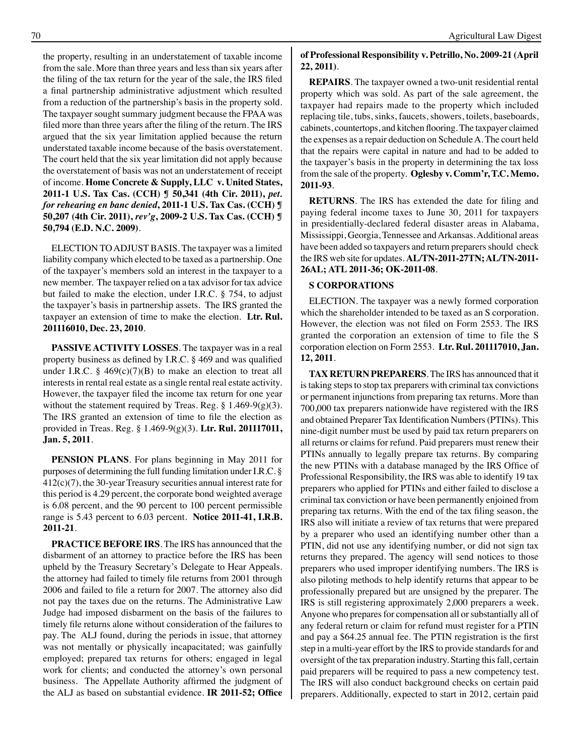the property, resulting in an understatement of taxable income from the sale. More than three years and less than six years after the filing of the tax return for the year of the sale, the IRS filed a final partnership administrative adjustment which resulted from a reduction of the partnership's basis in the property sold. The taxpayer sought summary judgment because the FPAA was filed more than three years after the filing of the return. The IRS argued that the six year limitation applied because the return understated taxable income because of the basis overstatement. The court held that the six year limitation did not apply because the overstatement of basis was not an understatement of receipt of income. **Home Concrete & Supply, LLC v. United States, 2011-1 U.S. Tax Cas. (CCH) ¶ 50,341 (4th Cir. 2011), *pet. for rehearing en banc denied*, 2011-1 U.S. Tax Cas. (CCH) ¶ 50,207 (4th Cir. 2011), *rev'g*, 2009-2 U.S. Tax Cas. (CCH) ¶ 50,794 (E.D. N.C. 2009)**.

ELECTION TO ADJUST BASIS. The taxpayer was a limited liability company which elected to be taxed as a partnership. One of the taxpayer's members sold an interest in the taxpayer to a new member. The taxpayer relied on a tax advisor for tax advice but failed to make the election, under I.R.C. § 754, to adjust the taxpayer's basis in partnership assets. The IRS granted the taxpayer an extension of time to make the election. **Ltr. Rul. 201116010, Dec. 23, 2010**.

**PASSIVE ACTIVITY LOSSES**. The taxpayer was in a real property business as defined by I.R.C. § 469 and was qualified under I.R.C. § 469(c)(7)(B) to make an election to treat all interests in rental real estate as a single rental real estate activity. However, the taxpayer filed the income tax return for one year without the statement required by Treas. Reg. § 1.469-9(g)(3). The IRS granted an extension of time to file the election as provided in Treas. Reg. § 1.469-9(g)(3). **Ltr. Rul. 201117011, Jan. 5, 2011**.

**PENSION PLANS**. For plans beginning in May 2011 for purposes of determining the full funding limitation under I.R.C. § 412(c)(7), the 30-year Treasury securities annual interest rate for this period is 4.29 percent, the corporate bond weighted average is 6.08 percent, and the 90 percent to 100 percent permissible range is 5.43 percent to 6.03 percent. **Notice 2011-41, I.R.B. 2011-21**.

**PRACTICE BEFORE IRS**. The IRS has announced that the disbarment of an attorney to practice before the IRS has been upheld by the Treasury Secretary's Delegate to Hear Appeals. the attorney had failed to timely file returns from 2001 through 2006 and failed to file a return for 2007. The attorney also did not pay the taxes due on the returns. The Administrative Law Judge had imposed disbarment on the basis of the failures to timely file returns alone without consideration of the failures to pay. The ALJ found, during the periods in issue, that attorney was not mentally or physically incapacitated; was gainfully employed; prepared tax returns for others; engaged in legal work for clients; and conducted the attorney's own personal business. The Appellate Authority affirmed the judgment of the ALJ as based on substantial evidence. **IR 2011-52; Office of Professional Responsibility v. Petrillo, No. 2009-21 (April 22, 2011)**.

**REPAIRS**. The taxpayer owned a two-unit residential rental property which was sold. As part of the sale agreement, the taxpayer had repairs made to the property which included replacing tile, tubs, sinks, faucets, showers, toilets, baseboards, cabinets, countertops, and kitchen flooring. The taxpayer claimed the expenses as a repair deduction on Schedule A. The court held that the repairs were capital in nature and had to be added to the taxpayer's basis in the property in determining the tax loss from the sale of the property. **Oglesby v. Comm'r, T.C. Memo. 2011-93**.

**RETURNS**. The IRS has extended the date for filing and paying federal income taxes to June 30, 2011 for taxpayers in presidentially-declared federal disaster areas in Alabama, Mississippi, Georgia, Tennessee and Arkansas. Additional areas have been added so taxpayers and return preparers should check the IRS web site for updates. **AL/TN-2011-27TN; AL/TN-2011-26AL; ATL 2011-36; OK-2011-08**.

### S CORPORATIONS

ELECTION. The taxpayer was a newly formed corporation which the shareholder intended to be taxed as an S corporation. However, the election was not filed on Form 2553. The IRS granted the corporation an extension of time to file the S corporation election on Form 2553. **Ltr. Rul. 201117010, Jan. 12, 2011**.

**TAX RETURN PREPARERS**. The IRS has announced that it is taking steps to stop tax preparers with criminal tax convictions or permanent injunctions from preparing tax returns. More than 700,000 tax preparers nationwide have registered with the IRS and obtained Preparer Tax Identification Numbers (PTINs). This nine-digit number must be used by paid tax return preparers on all returns or claims for refund. Paid preparers must renew their PTINs annually to legally prepare tax returns. By comparing the new PTINs with a database managed by the IRS Office of Professional Responsibility, the IRS was able to identify 19 tax preparers who applied for PTINs and either failed to disclose a criminal tax conviction or have been permanently enjoined from preparing tax returns. With the end of the tax filing season, the IRS also will initiate a review of tax returns that were prepared by a preparer who used an identifying number other than a PTIN, did not use any identifying number, or did not sign tax returns they prepared. The agency will send notices to those preparers who used improper identifying numbers. The IRS is also piloting methods to help identify returns that appear to be professionally prepared but are unsigned by the preparer. The IRS is still registering approximately 2,000 preparers a week. Anyone who prepares for compensation all or substantially all of any federal return or claim for refund must register for a PTIN and pay a $64.25 annual fee. The PTIN registration is the first step in a multi-year effort by the IRS to provide standards for and oversight of the tax preparation industry. Starting this fall, certain paid preparers will be required to pass a new competency test. The IRS will also conduct background checks on certain paid preparers. Additionally, expected to start in 2012, certain paid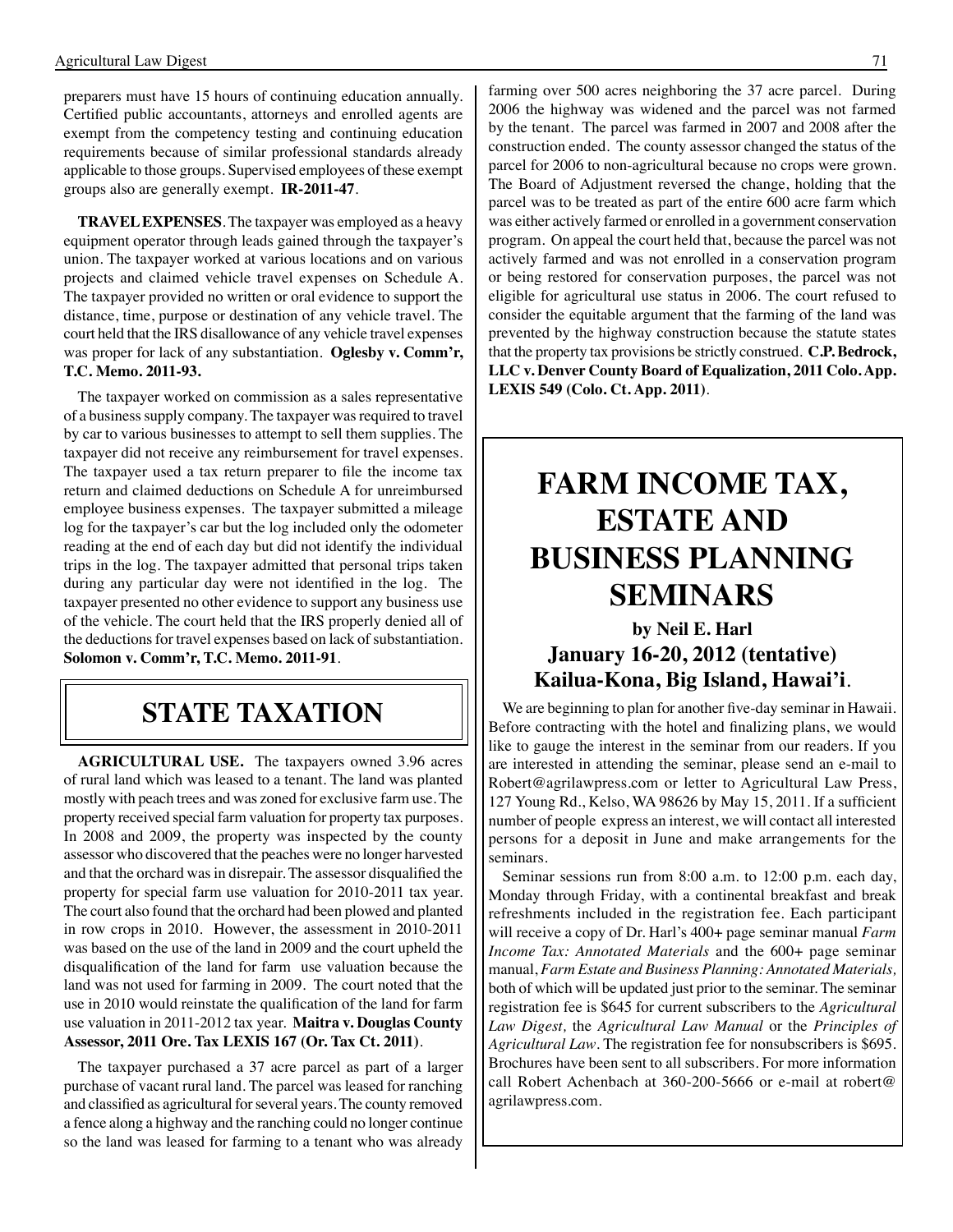preparers must have 15 hours of continuing education annually. Certified public accountants, attorneys and enrolled agents are exempt from the competency testing and continuing education requirements because of similar professional standards already applicable to those groups. Supervised employees of these exempt groups also are generally exempt. **IR-2011-47**.

**TRAVEL EXPENSES**. The taxpayer was employed as a heavy equipment operator through leads gained through the taxpayer's union. The taxpayer worked at various locations and on various projects and claimed vehicle travel expenses on Schedule A. The taxpayer provided no written or oral evidence to support the distance, time, purpose or destination of any vehicle travel. The court held that the IRS disallowance of any vehicle travel expenses was proper for lack of any substantiation. **Oglesby v. Comm'r, T.C. Memo. 2011-93.**

The taxpayer worked on commission as a sales representative of a business supply company. The taxpayer was required to travel by car to various businesses to attempt to sell them supplies. The taxpayer did not receive any reimbursement for travel expenses. The taxpayer used a tax return preparer to file the income tax return and claimed deductions on Schedule A for unreimbursed employee business expenses. The taxpayer submitted a mileage log for the taxpayer's car but the log included only the odometer reading at the end of each day but did not identify the individual trips in the log. The taxpayer admitted that personal trips taken during any particular day were not identified in the log. The taxpayer presented no other evidence to support any business use of the vehicle. The court held that the IRS properly denied all of the deductions for travel expenses based on lack of substantiation. **Solomon v. Comm'r, T.C. Memo. 2011-91**.

## STATE TAXATION

**AGRICULTURAL USE.** The taxpayers owned 3.96 acres of rural land which was leased to a tenant. The land was planted mostly with peach trees and was zoned for exclusive farm use. The property received special farm valuation for property tax purposes. In 2008 and 2009, the property was inspected by the county assessor who discovered that the peaches were no longer harvested and that the orchard was in disrepair. The assessor disqualified the property for special farm use valuation for 2010-2011 tax year. The court also found that the orchard had been plowed and planted in row crops in 2010. However, the assessment in 2010-2011 was based on the use of the land in 2009 and the court upheld the disqualification of the land for farm use valuation because the land was not used for farming in 2009. The court noted that the use in 2010 would reinstate the qualification of the land for farm use valuation in 2011-2012 tax year. **Maitra v. Douglas County Assessor, 2011 Ore. Tax LEXIS 167 (Or. Tax Ct. 2011)**.

The taxpayer purchased a 37 acre parcel as part of a larger purchase of vacant rural land. The parcel was leased for ranching and classified as agricultural for several years. The county removed a fence along a highway and the ranching could no longer continue so the land was leased for farming to a tenant who was already farming over 500 acres neighboring the 37 acre parcel. During 2006 the highway was widened and the parcel was not farmed by the tenant. The parcel was farmed in 2007 and 2008 after the construction ended. The county assessor changed the status of the parcel for 2006 to non-agricultural because no crops were grown. The Board of Adjustment reversed the change, holding that the parcel was to be treated as part of the entire 600 acre farm which was either actively farmed or enrolled in a government conservation program. On appeal the court held that, because the parcel was not actively farmed and was not enrolled in a conservation program or being restored for conservation purposes, the parcel was not eligible for agricultural use status in 2006. The court refused to consider the equitable argument that the farming of the land was prevented by the highway construction because the statute states that the property tax provisions be strictly construed. **C.P. Bedrock, LLC v. Denver County Board of Equalization, 2011 Colo. App. LEXIS 549 (Colo. Ct. App. 2011)**.

## FARM INCOME TAX, ESTATE AND BUSINESS PLANNING SEMINARS

### by Neil E. Harl

### January 16-20, 2012 (tentative)

### Kailua-Kona, Big Island, Hawai'i.

We are beginning to plan for another five-day seminar in Hawaii. Before contracting with the hotel and finalizing plans, we would like to gauge the interest in the seminar from our readers. If you are interested in attending the seminar, please send an e-mail to Robert@agrilawpress.com or letter to Agricultural Law Press, 127 Young Rd., Kelso, WA 98626 by May 15, 2011. If a sufficient number of people express an interest, we will contact all interested persons for a deposit in June and make arrangements for the seminars.

Seminar sessions run from 8:00 a.m. to 12:00 p.m. each day, Monday through Friday, with a continental breakfast and break refreshments included in the registration fee. Each participant will receive a copy of Dr. Harl's 400+ page seminar manual *Farm Income Tax: Annotated Materials* and the 600+ page seminar manual, *Farm Estate and Business Planning: Annotated Materials,* both of which will be updated just prior to the seminar. The seminar registration fee is $645 for current subscribers to the *Agricultural Law Digest,* the *Agricultural Law Manual* or the *Principles of Agricultural Law*. The registration fee for nonsubscribers is $695. Brochures have been sent to all subscribers. For more information call Robert Achenbach at 360-200-5666 or e-mail at robert@agrilawpress.com.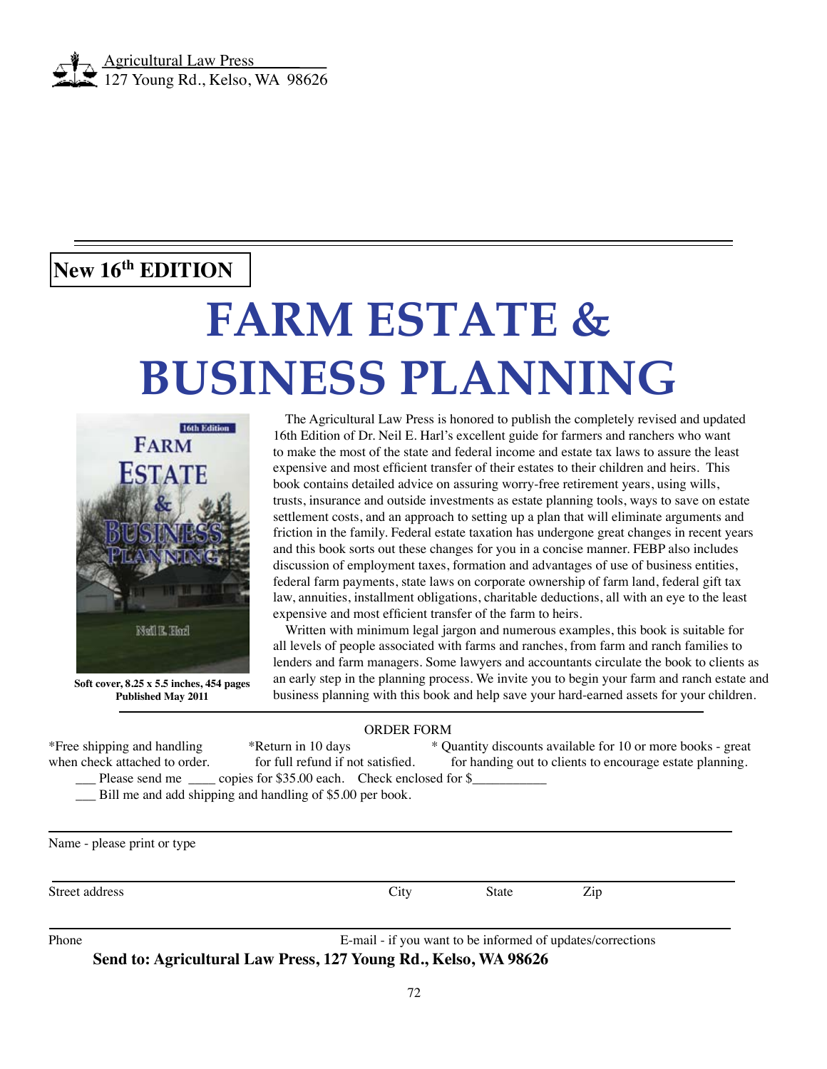Agricultural Law Press
127 Young Rd., Kelso, WA 98626

**New 16th EDITION**

# FARM ESTATE & BUSINESS PLANNING

**Soft cover, 8.25 x 5.5 inches, 454 pages**
**Published May 2011**

The Agricultural Law Press is honored to publish the completely revised and updated 16th Edition of Dr. Neil E. Harl's excellent guide for farmers and ranchers who want to make the most of the state and federal income and estate tax laws to assure the least expensive and most efficient transfer of their estates to their children and heirs. This book contains detailed advice on assuring worry-free retirement years, using wills, trusts, insurance and outside investments as estate planning tools, ways to save on estate settlement costs, and an approach to setting up a plan that will eliminate arguments and friction in the family. Federal estate taxation has undergone great changes in recent years and this book sorts out these changes for you in a concise manner. FEBP also includes discussion of employment taxes, formation and advantages of use of business entities, federal farm payments, state laws on corporate ownership of farm land, federal gift tax law, annuities, installment obligations, charitable deductions, all with an eye to the least expensive and most efficient transfer of the farm to heirs.

Written with minimum legal jargon and numerous examples, this book is suitable for all levels of people associated with farms and ranches, from farm and ranch families to lenders and farm managers. Some lawyers and accountants circulate the book to clients as an early step in the planning process. We invite you to begin your farm and ranch estate and business planning with this book and help save your hard-earned assets for your children.

ORDER FORM

*Free shipping and handling when check attached to order.

*Return in 10 days for full refund if not satisfied.

* Quantity discounts available for 10 or more books - great for handing out to clients to encourage estate planning.

___ Please send me ____ copies for $35.00 each. Check enclosed for $__________

___ Bill me and add shipping and handling of $5.00 per book.

Name - please print or type

Street address City State Zip

Phone E-mail - if you want to be informed of updates/corrections

**Send to: Agricultural Law Press, 127 Young Rd., Kelso, WA 98626**